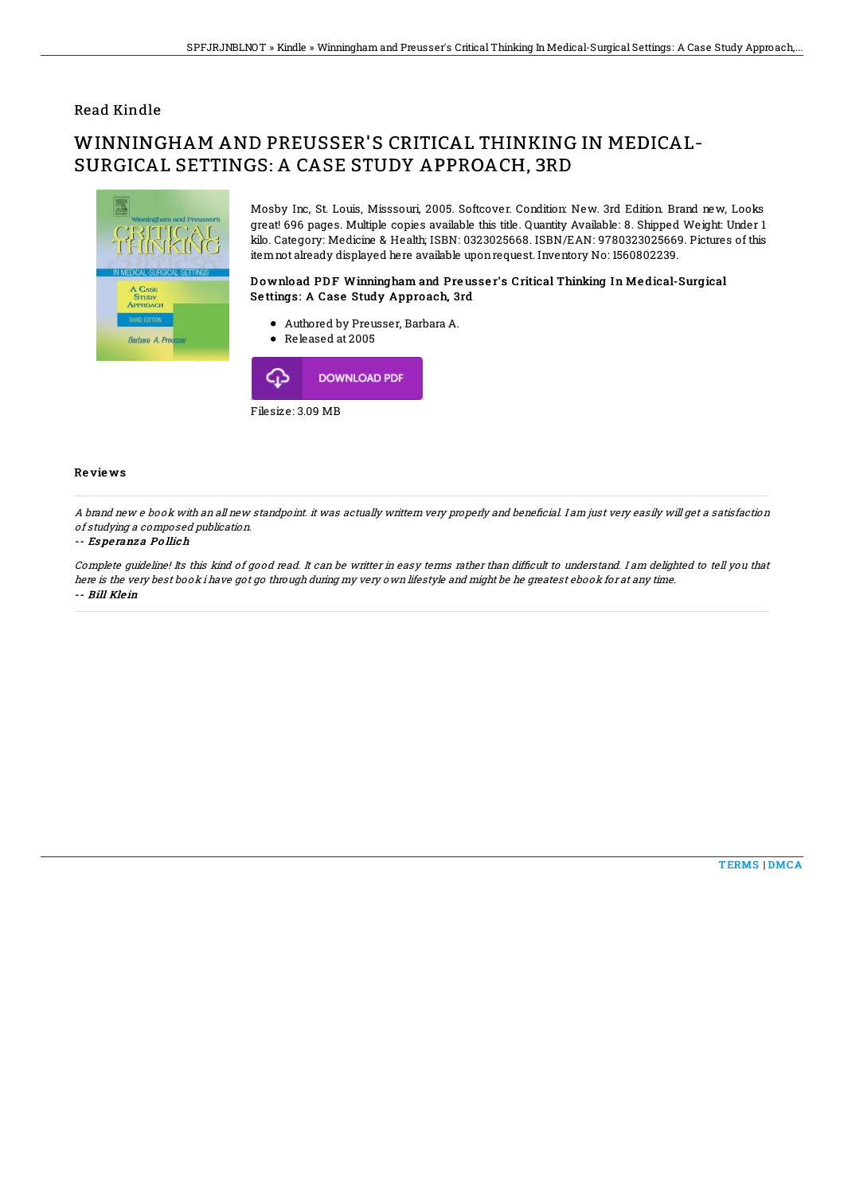Read Kindle

# WINNINGHAM AND PREUSSER'S CRITICAL THINKING IN MEDICAL-SURGICAL SETTINGS: A CASE STUDY APPROACH, 3RD

Mosby Inc, St. Louis, Misssouri, 2005. Softcover. Condition: New. 3rd Edition. Brand new, Looks great! 696 pages. Multiple copies available this title. Quantity Available: 8. Shipped Weight: Under 1 kilo. Category: Medicine & Health; ISBN: 0323025668. ISBN/EAN: 9780323025669. Pictures of this item not already displayed here available upon request. Inventory No: 1560802239.

### Download PDF Winningham and Preusser's Critical Thinking In Medical-Surgical Settings: A Case Study Approach, 3rd

- Authored by Preusser, Barbara A.
- Released at 2005

DOWNLOAD PDF

Filesize: 3.09 MB

## Reviews

*A brand new e book with an all new standpoint. it was actually writtern very properly and beneficial. I am just very easily will get a satisfaction of studying a composed publication.*

*-- Esperanza Pollich*

*Complete guideline! Its this kind of good read. It can be writter in easy terms rather than difficult to understand. I am delighted to tell you that here is the very best book i have got go through during my very own lifestyle and might be he greatest ebook for at any time.*

*-- Bill Klein*

TERMS | DMCA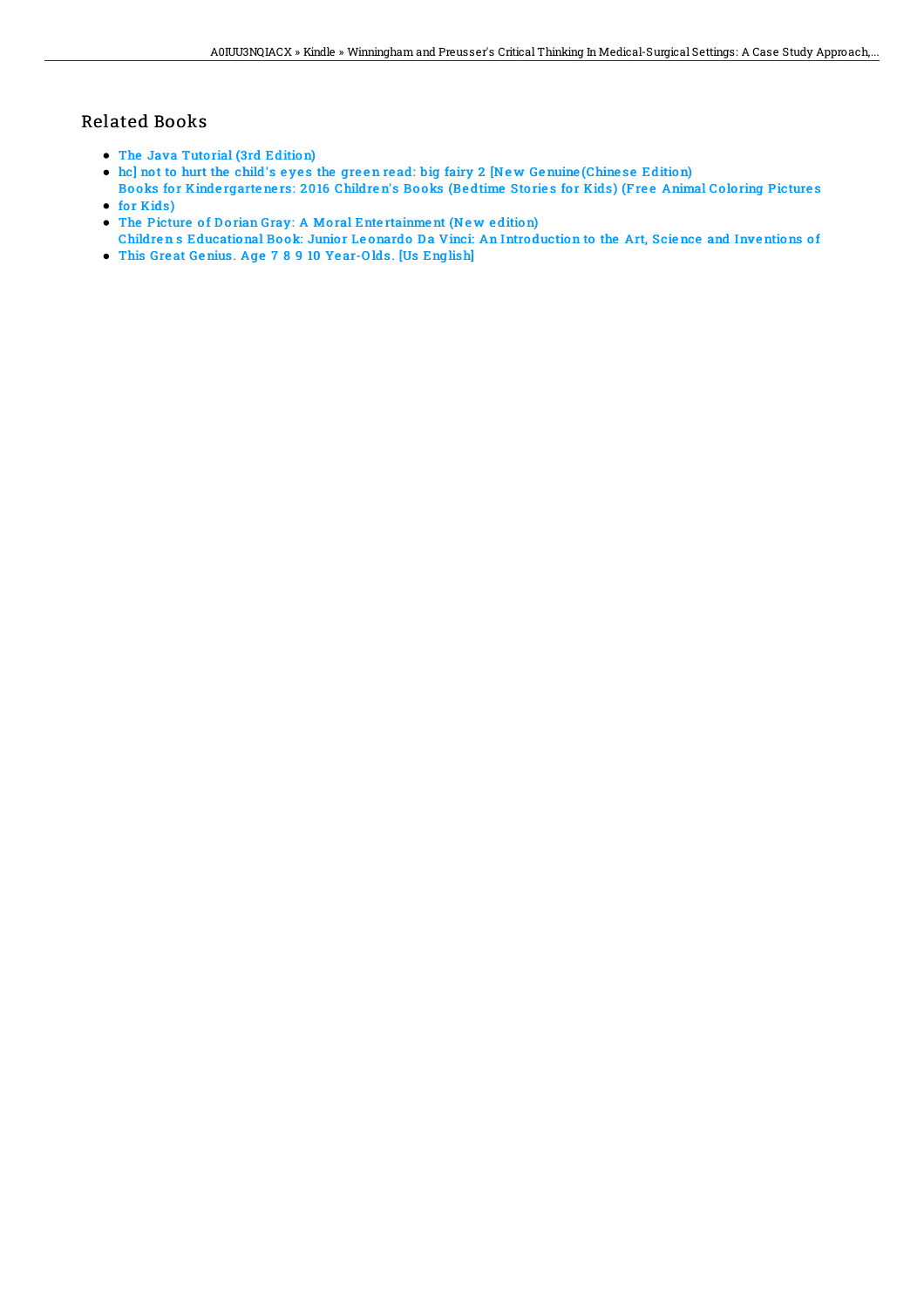## Related Books

- The Java Tutorial (3rd Edition)
- hc] not to hurt the child's eyes the green read: big fairy 2 [New Genuine(Chinese Edition)
- Books for Kindergarteners: 2016 Children's Books (Bedtime Stories for Kids) (Free Animal Coloring Pictures for Kids)
- The Picture of Dorian Gray: A Moral Entertainment (New edition)
- Children s Educational Book: Junior Leonardo Da Vinci: An Introduction to the Art, Science and Inventions of This Great Genius. Age 7 8 9 10 Year-Olds. [Us English]